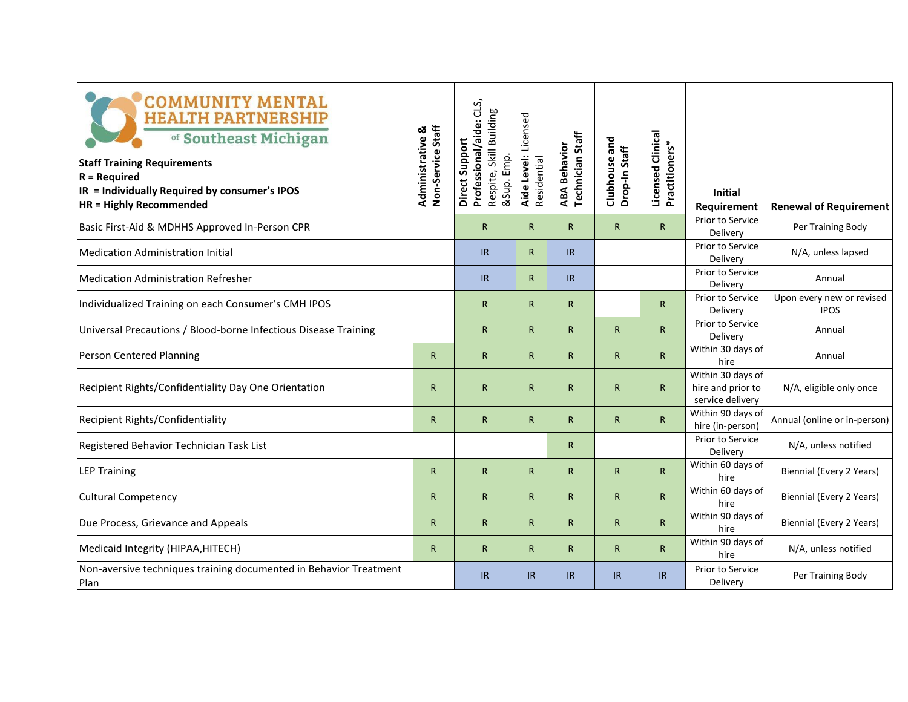| COMMUNITY MENTAL HEALTH PARTNERSHIP of Southeast Michigan<br>**Staff Training Requirements**<br>**R = Required**<br>**IR = Individually Required by consumer's IPOS**<br>**HR = Highly Recommended** | **Administrative & Non-Service Staff** | **Direct Support Professional/aide:** CLS, Respite, Skill Building &Sup. Emp. | **Aide Level:** Licensed Residential | **ABA Behavior Technician Staff** | **Clubhouse and Drop-In Staff** | **Licensed Clinical Practitioners*** | **Initial Requirement** | **Renewal of Requirement** |
|---|---|---|---|---|---|---|---|---|
| Basic First-Aid & MDHHS Approved In-Person CPR | | R | R | R | R | R | Prior to Service Delivery | Per Training Body |
| Medication Administration Initial | | IR | R | IR | | | Prior to Service Delivery | N/A, unless lapsed |
| Medication Administration Refresher | | IR | R | IR | | | Prior to Service Delivery | Annual |
| Individualized Training on each Consumer's CMH IPOS | | R | R | R | | R | Prior to Service Delivery | Upon every new or revised IPOS |
| Universal Precautions / Blood-borne Infectious Disease Training | | R | R | R | R | R | Prior to Service Delivery | Annual |
| Person Centered Planning | R | R | R | R | R | R | Within 30 days of hire | Annual |
| Recipient Rights/Confidentiality Day One Orientation | R | R | R | R | R | R | Within 30 days of hire and prior to service delivery | N/A, eligible only once |
| Recipient Rights/Confidentiality | R | R | R | R | R | R | Within 90 days of hire (in-person) | Annual (online or in-person) |
| Registered Behavior Technician Task List | | | | R | | | Prior to Service Delivery | N/A, unless notified |
| LEP Training | R | R | R | R | R | R | Within 60 days of hire | Biennial (Every 2 Years) |
| Cultural Competency | R | R | R | R | R | R | Within 60 days of hire | Biennial (Every 2 Years) |
| Due Process, Grievance and Appeals | R | R | R | R | R | R | Within 90 days of hire | Biennial (Every 2 Years) |
| Medicaid Integrity (HIPAA,HITECH) | R | R | R | R | R | R | Within 90 days of hire | N/A, unless notified |
| Non-aversive techniques training documented in Behavior Treatment Plan | | IR | IR | IR | IR | IR | Prior to Service Delivery | Per Training Body |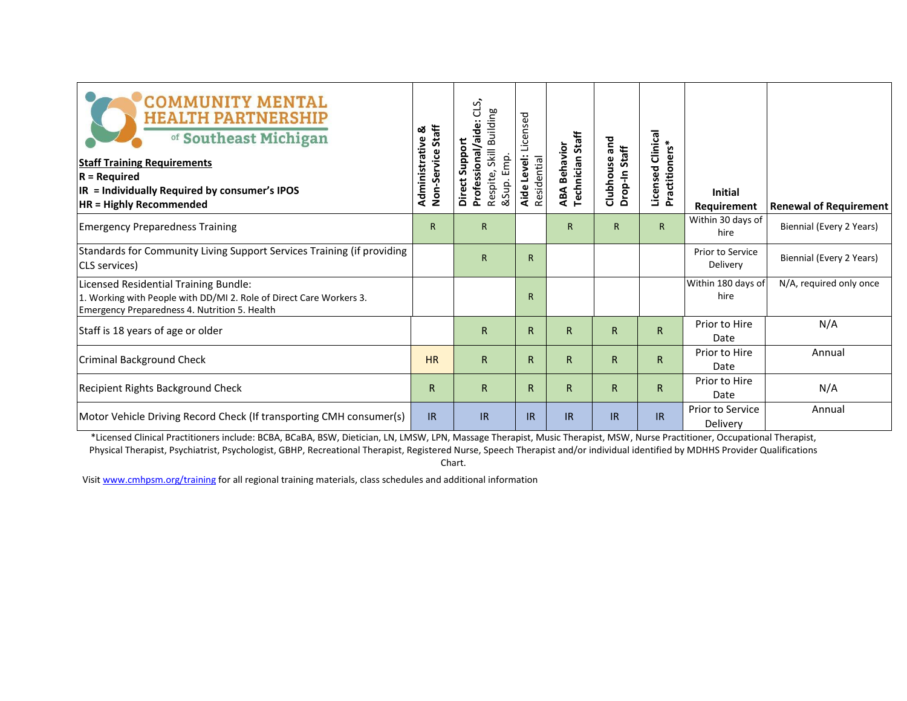| Staff Training Requirements<br>R = Required<br>IR = Individually Required by consumer's IPOS<br>HR = Highly Recommended | Administrative & Non-Service Staff | Direct Support Professional/aide: CLS, Respite, Skill Building &Sup. Emp. | Aide Level: Licensed Residential | ABA Behavior Technician Staff | Clubhouse and Drop-In Staff | Licensed Clinical Practitioners* | Initial Requirement | Renewal of Requirement |
|---|---|---|---|---|---|---|---|---|
| Emergency Preparedness Training | R | R | | R | R | R | Within 30 days of hire | Biennial (Every 2 Years) |
| Standards for Community Living Support Services Training (if providing CLS services) | | R | R | | | | Prior to Service Delivery | Biennial (Every 2 Years) |
| Licensed Residential Training Bundle:<br>1. Working with People with DD/MI 2. Role of Direct Care Workers 3. Emergency Preparedness 4. Nutrition 5. Health | | | R | | | | Within 180 days of hire | N/A, required only once |
| Staff is 18 years of age or older | | R | R | R | R | R | Prior to Hire Date | N/A |
| Criminal Background Check | HR | R | R | R | R | R | Prior to Hire Date | Annual |
| Recipient Rights Background Check | R | R | R | R | R | R | Prior to Hire Date | N/A |
| Motor Vehicle Driving Record Check (If transporting CMH consumer(s) | IR | IR | IR | IR | IR | IR | Prior to Service Delivery | Annual |

*Licensed Clinical Practitioners include: BCBA, BCaBA, BSW, Dietician, LN, LMSW, LPN, Massage Therapist, Music Therapist, MSW, Nurse Practitioner, Occupational Therapist, Physical Therapist, Psychiatrist, Psychologist, GBHP, Recreational Therapist, Registered Nurse, Speech Therapist and/or individual identified by MDHHS Provider Qualifications Chart.

Visit www.cmhpsm.org/training for all regional training materials, class schedules and additional information